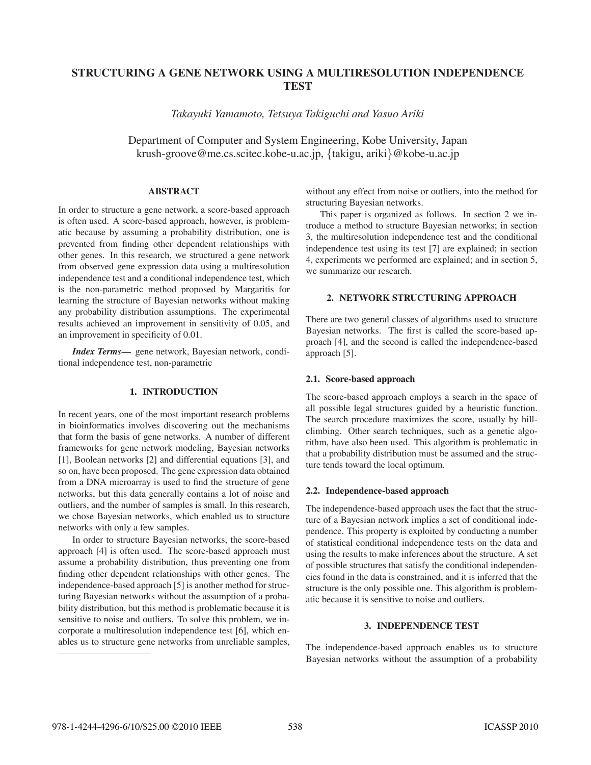# STRUCTURING A GENE NETWORK USING A MULTIRESOLUTION INDEPENDENCE TEST

*Takayuki Yamamoto, Tetsuya Takiguchi and Yasuo Ariki*

Department of Computer and System Engineering, Kobe University, Japan
krush-groove@me.cs.scitec.kobe-u.ac.jp, {takigu, ariki}@kobe-u.ac.jp

## ABSTRACT

In order to structure a gene network, a score-based approach is often used. A score-based approach, however, is problematic because by assuming a probability distribution, one is prevented from finding other dependent relationships with other genes. In this research, we structured a gene network from observed gene expression data using a multiresolution independence test and a conditional independence test, which is the non-parametric method proposed by Margaritis for learning the structure of Bayesian networks without making any probability distribution assumptions. The experimental results achieved an improvement in sensitivity of 0.05, and an improvement in specificity of 0.01.

***Index Terms*—** gene network, Bayesian network, conditional independence test, non-parametric

## 1. INTRODUCTION

In recent years, one of the most important research problems in bioinformatics involves discovering out the mechanisms that form the basis of gene networks. A number of different frameworks for gene network modeling, Bayesian networks [1], Boolean networks [2] and differential equations [3], and so on, have been proposed. The gene expression data obtained from a DNA microarray is used to find the structure of gene networks, but this data generally contains a lot of noise and outliers, and the number of samples is small. In this research, we chose Bayesian networks, which enabled us to structure networks with only a few samples.

In order to structure Bayesian networks, the score-based approach [4] is often used. The score-based approach must assume a probability distribution, thus preventing one from finding other dependent relationships with other genes. The independence-based approach [5] is another method for structuring Bayesian networks without the assumption of a probability distribution, but this method is problematic because it is sensitive to noise and outliers. To solve this problem, we incorporate a multiresolution independence test [6], which enables us to structure gene networks from unreliable samples, without any effect from noise or outliers, into the method for structuring Bayesian networks.

This paper is organized as follows. In section 2 we introduce a method to structure Bayesian networks; in section 3, the multiresolution independence test and the conditional independence test using its test [7] are explained; in section 4, experiments we performed are explained; and in section 5, we summarize our research.

## 2. NETWORK STRUCTURING APPROACH

There are two general classes of algorithms used to structure Bayesian networks. The first is called the score-based approach [4], and the second is called the independence-based approach [5].

### 2.1. Score-based approach

The score-based approach employs a search in the space of all possible legal structures guided by a heuristic function. The search procedure maximizes the score, usually by hill-climbing. Other search techniques, such as a genetic algorithm, have also been used. This algorithm is problematic in that a probability distribution must be assumed and the structure tends toward the local optimum.

### 2.2. Independence-based approach

The independence-based approach uses the fact that the structure of a Bayesian network implies a set of conditional independence. This property is exploited by conducting a number of statistical conditional independence tests on the data and using the results to make inferences about the structure. A set of possible structures that satisfy the conditional independencies found in the data is constrained, and it is inferred that the structure is the only possible one. This algorithm is problematic because it is sensitive to noise and outliers.

## 3. INDEPENDENCE TEST

The independence-based approach enables us to structure Bayesian networks without the assumption of a probability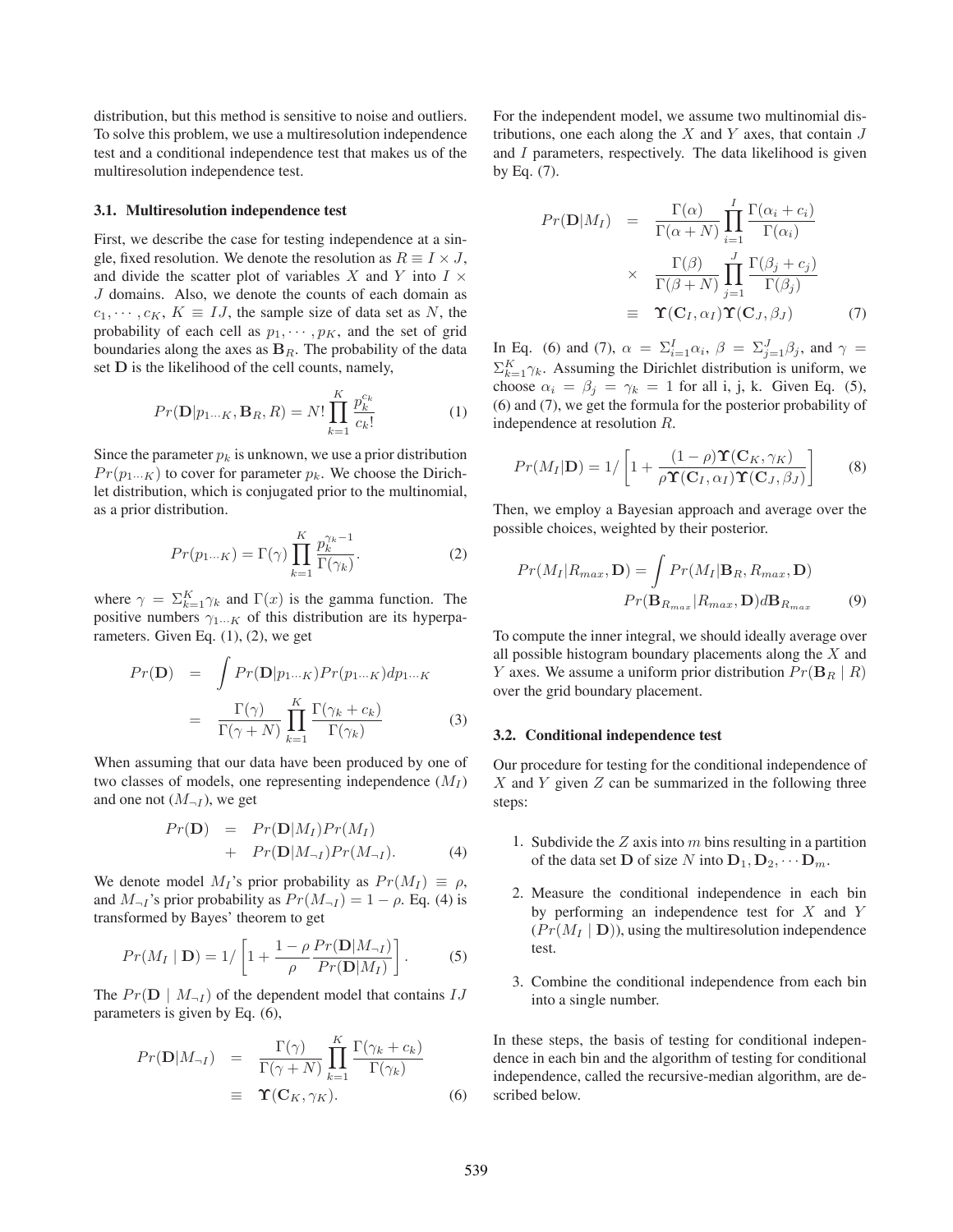distribution, but this method is sensitive to noise and outliers. To solve this problem, we use a multiresolution independence test and a conditional independence test that makes us of the multiresolution independence test.

### 3.1. Multiresolution independence test

First, we describe the case for testing independence at a single, fixed resolution. We denote the resolution as $R \equiv I \times J$, and divide the scatter plot of variables $X$ and $Y$ into $I \times J$ domains. Also, we denote the counts of each domain as $c_1, \cdots, c_K$, $K \equiv IJ$, the sample size of data set as $N$, the probability of each cell as $p_1, \cdots, p_K$, and the set of grid boundaries along the axes as $\mathbf{B}_R$. The probability of the data set $\mathbf{D}$ is the likelihood of the cell counts, namely,

$$Pr(\mathbf{D}|p_{1\cdots K}, \mathbf{B}_R, R) = N! \prod_{k=1}^{K} \frac{p_k^{c_k}}{c_k!} \tag{1}$$

Since the parameter $p_k$ is unknown, we use a prior distribution $Pr(p_{1\cdots K})$ to cover for parameter $p_k$. We choose the Dirichlet distribution, which is conjugated prior to the multinomial, as a prior distribution.

$$Pr(p_{1\cdots K}) = \Gamma(\gamma) \prod_{k=1}^{K} \frac{p_k^{\gamma_k - 1}}{\Gamma(\gamma_k)}. \tag{2}$$

where $\gamma = \Sigma_{k=1}^{K} \gamma_k$ and $\Gamma(x)$ is the gamma function. The positive numbers $\gamma_{1\cdots K}$ of this distribution are its hyperparameters. Given Eq. (1), (2), we get

$$\begin{aligned} Pr(\mathbf{D}) &= \int Pr(\mathbf{D}|p_{1\cdots K}) Pr(p_{1\cdots K}) dp_{1\cdots K} \\ &= \frac{\Gamma(\gamma)}{\Gamma(\gamma + N)} \prod_{k=1}^{K} \frac{\Gamma(\gamma_k + c_k)}{\Gamma(\gamma_k)} \end{aligned} \tag{3}$$

When assuming that our data have been produced by one of two classes of models, one representing independence ($M_I$) and one not ($M_{\neg I}$), we get

$$\begin{aligned} Pr(\mathbf{D}) &= Pr(\mathbf{D}|M_I) Pr(M_I) \\ &+ Pr(\mathbf{D}|M_{\neg I}) Pr(M_{\neg I}). \end{aligned} \tag{4}$$

We denote model $M_I$'s prior probability as $Pr(M_I) \equiv \rho$, and $M_{\neg I}$'s prior probability as $Pr(M_{\neg I}) = 1 - \rho$. Eq. (4) is transformed by Bayes' theorem to get

$$Pr(M_I \mid \mathbf{D}) = 1 / \left[ 1 + \frac{1-\rho}{\rho} \frac{Pr(\mathbf{D}|M_{\neg I})}{Pr(\mathbf{D}|M_I)} \right]. \tag{5}$$

The $Pr(\mathbf{D} \mid M_{\neg I})$ of the dependent model that contains $IJ$ parameters is given by Eq. (6),

$$\begin{aligned} Pr(\mathbf{D}|M_{\neg I}) &= \frac{\Gamma(\gamma)}{\Gamma(\gamma + N)} \prod_{k=1}^{K} \frac{\Gamma(\gamma_k + c_k)}{\Gamma(\gamma_k)} \\ &\equiv \mathbf{\Upsilon}(\mathbf{C}_K, \gamma_K). \end{aligned} \tag{6}$$

For the independent model, we assume two multinomial distributions, one each along the $X$ and $Y$ axes, that contain $J$ and $I$ parameters, respectively. The data likelihood is given by Eq. (7).

$$\begin{aligned} Pr(\mathbf{D}|M_I) &= \frac{\Gamma(\alpha)}{\Gamma(\alpha + N)} \prod_{i=1}^{I} \frac{\Gamma(\alpha_i + c_i)}{\Gamma(\alpha_i)} \\ &\times \frac{\Gamma(\beta)}{\Gamma(\beta + N)} \prod_{j=1}^{J} \frac{\Gamma(\beta_j + c_j)}{\Gamma(\beta_j)} \\ &\equiv \mathbf{\Upsilon}(\mathbf{C}_I, \alpha_I) \mathbf{\Upsilon}(\mathbf{C}_J, \beta_J) \end{aligned} \tag{7}$$

In Eq. (6) and (7), $\alpha = \Sigma_{i=1}^{I} \alpha_i$, $\beta = \Sigma_{j=1}^{J} \beta_j$, and $\gamma = \Sigma_{k=1}^{K} \gamma_k$. Assuming the Dirichlet distribution is uniform, we choose $\alpha_i = \beta_j = \gamma_k = 1$ for all i, j, k. Given Eq. (5), (6) and (7), we get the formula for the posterior probability of independence at resolution $R$.

$$Pr(M_I|\mathbf{D}) = 1 / \left[ 1 + \frac{(1-\rho) \mathbf{\Upsilon}(\mathbf{C}_K, \gamma_K)}{\rho \mathbf{\Upsilon}(\mathbf{C}_I, \alpha_I) \mathbf{\Upsilon}(\mathbf{C}_J, \beta_J)} \right] \tag{8}$$

Then, we employ a Bayesian approach and average over the possible choices, weighted by their posterior.

$$\begin{aligned} Pr(M_I|R_{max}, \mathbf{D}) = \int & Pr(M_I|\mathbf{B}_R, R_{max}, \mathbf{D}) \\ & Pr(\mathbf{B}_{R_{max}}|R_{max}, \mathbf{D}) d\mathbf{B}_{R_{max}} \end{aligned} \tag{9}$$

To compute the inner integral, we should ideally average over all possible histogram boundary placements along the $X$ and $Y$ axes. We assume a uniform prior distribution $Pr(\mathbf{B}_R \mid R)$ over the grid boundary placement.

### 3.2. Conditional independence test

Our procedure for testing for the conditional independence of $X$ and $Y$ given $Z$ can be summarized in the following three steps:

1. Subdivide the $Z$ axis into $m$ bins resulting in a partition of the data set $\mathbf{D}$ of size $N$ into $\mathbf{D}_1, \mathbf{D}_2, \cdots \mathbf{D}_m$.
2. Measure the conditional independence in each bin by performing an independence test for $X$ and $Y$ ($Pr(M_I \mid \mathbf{D})$), using the multiresolution independence test.
3. Combine the conditional independence from each bin into a single number.

In these steps, the basis of testing for conditional independence in each bin and the algorithm of testing for conditional independence, called the recursive-median algorithm, are described below.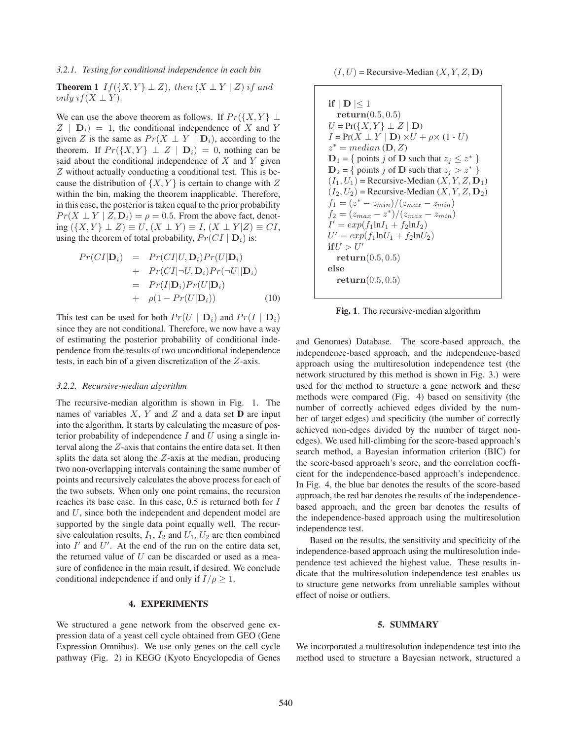#### 3.2.1. Testing for conditional independence in each bin

**Theorem 1** *If* $(\{X, Y\} \perp Z)$*, then* $(X \perp Y \mid Z)$ *if and only if* $(X \perp Y)$*.*

We can use the above theorem as follows. If $Pr(\{X, Y\} \perp Z \mid \mathbf{D}_i) = 1$, the conditional independence of $X$ and $Y$ given $Z$ is the same as $Pr(X \perp Y \mid \mathbf{D}_i)$, according to the theorem. If $Pr(\{X, Y\} \perp Z \mid \mathbf{D}_i) = 0$, nothing can be said about the conditional independence of $X$ and $Y$ given $Z$ without actually conducting a conditional test. This is because the distribution of $\{X, Y\}$ is certain to change with $Z$ within the bin, making the theorem inapplicable. Therefore, in this case, the posterior is taken equal to the prior probability $Pr(X \perp Y \mid Z, \mathbf{D}_i) = \rho = 0.5$. From the above fact, denoting $(\{X, Y\} \perp Z) \equiv U$, $(X \perp Y) \equiv I$, $(X \perp Y|Z) \equiv CI$, using the theorem of total probability, $Pr(CI \mid \mathbf{D}_i)$ is:

$$
\begin{aligned}
Pr(CI|\mathbf{D}_i) &= Pr(CI|U, \mathbf{D}_i)Pr(U|\mathbf{D}_i) \\
&+ Pr(CI|\neg U, \mathbf{D}_i)Pr(\neg U||\mathbf{D}_i) \\
&= Pr(I|\mathbf{D}_i)Pr(U|\mathbf{D}_i) \\
&+ \rho(1 - Pr(U|\mathbf{D}_i)) \qquad (10)
\end{aligned}
$$

This test can be used for both $Pr(U \mid \mathbf{D}_i)$ and $Pr(I \mid \mathbf{D}_i)$ since they are not conditional. Therefore, we now have a way of estimating the posterior probability of conditional independence from the results of two unconditional independence tests, in each bin of a given discretization of the $Z$-axis.

#### 3.2.2. Recursive-median algorithm

The recursive-median algorithm is shown in Fig. 1. The names of variables $X$, $Y$ and $Z$ and a data set $\mathbf{D}$ are input into the algorithm. It starts by calculating the measure of posterior probability of independence $I$ and $U$ using a single interval along the $Z$-axis that contains the entire data set. It then splits the data set along the $Z$-axis at the median, producing two non-overlapping intervals containing the same number of points and recursively calculates the above process for each of the two subsets. When only one point remains, the recursion reaches its base case. In this case, 0.5 is returned both for $I$ and $U$, since both the independent and dependent model are supported by the single data point equally well. The recursive calculation results, $I_1$, $I_2$ and $U_1$, $U_2$ are then combined into $I'$ and $U'$. At the end of the run on the entire data set, the returned value of $U$ can be discarded or used as a measure of confidence in the main result, if desired. We conclude conditional independence if and only if $I/\rho \geq 1$.

$(I, U)$ = Recursive-Median $(X, Y, Z, \mathbf{D})$

```
if | D |≤ 1
  return(0.5, 0.5)
U = Pr({X, Y} ⊥ Z | D)
I = Pr(X ⊥ Y | D) ×U + ρ× (1 - U)
z* = median (D, Z)
D1 = { points j of D such that z_j ≤ z* }
D2 = { points j of D such that z_j > z* }
(I1, U1) = Recursive-Median (X, Y, Z, D1)
(I2, U2) = Recursive-Median (X, Y, Z, D2)
f1 = (z* − z_min)/(z_max − z_min)
f2 = (z_max − z*)/(z_max − z_min)
I' = exp(f1 lnI1 + f2 lnI2)
U' = exp(f1 lnU1 + f2 lnU2)
if U > U'
  return(0.5, 0.5)
else
  return(0.5, 0.5)
```

**Fig. 1**. The recursive-median algorithm

## 4. EXPERIMENTS

We structured a gene network from the observed gene expression data of a yeast cell cycle obtained from GEO (Gene Expression Omnibus). We use only genes on the cell cycle pathway (Fig. 2) in KEGG (Kyoto Encyclopedia of Genes and Genomes) Database. The score-based approach, the independence-based approach, and the independence-based approach using the multiresolution independence test (the network structured by this method is shown in Fig. 3.) were used for the method to structure a gene network and these methods were compared (Fig. 4) based on sensitivity (the number of correctly achieved edges divided by the number of target edges) and specificity (the number of correctly achieved non-edges divided by the number of target non-edges). We used hill-climbing for the score-based approach's search method, a Bayesian information criterion (BIC) for the score-based approach's score, and the correlation coefficient for the independence-based approach's independence. In Fig. 4, the blue bar denotes the results of the score-based approach, the red bar denotes the results of the independence-based approach, and the green bar denotes the results of the independence-based approach using the multiresolution independence test.

Based on the results, the sensitivity and specificity of the independence-based approach using the multiresolution independence test achieved the highest value. These results indicate that the multiresolution independence test enables us to structure gene networks from unreliable samples without effect of noise or outliers.

## 5. SUMMARY

We incorporated a multiresolution independence test into the method used to structure a Bayesian network, structured a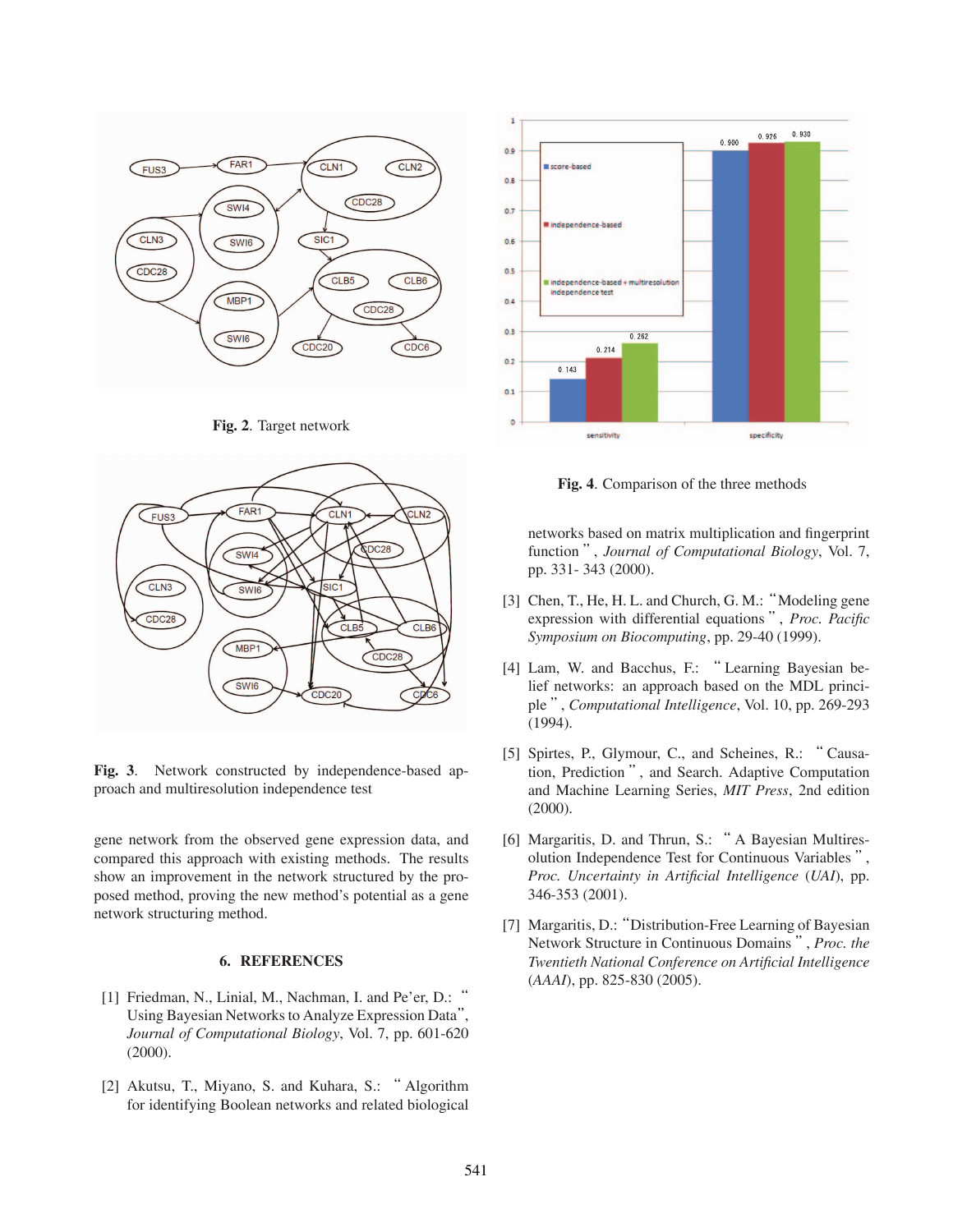FUS3
FAR1
CLN1
CLN2
CDC28
SWI4
SWI6
CLN3
CDC28
SIC1
CLB5
CLB6
CDC28
MBP1
SWI6
CDC20
CDC6

**Fig. 2**. Target network

FUS3
FAR1
CLN1
CLN2
SWI4
CDC28
SWI6
SIC1
CLN3
CDC28
CLB5
CLB6
MBP1
CDC28
SWI6
CDC20
CDC6

**Fig. 3**. Network constructed by independence-based approach and multiresolution independence test

gene network from the observed gene expression data, and compared this approach with existing methods. The results show an improvement in the network structured by the proposed method, proving the new method's potential as a gene network structuring method.

## 6. REFERENCES

[1] Friedman, N., Linial, M., Nachman, I. and Pe'er, D.: "Using Bayesian Networks to Analyze Expression Data", *Journal of Computational Biology*, Vol. 7, pp. 601-620 (2000).

[2] Akutsu, T., Miyano, S. and Kuhara, S.: "Algorithm for identifying Boolean networks and related biological networks based on matrix multiplication and fingerprint function", *Journal of Computational Biology*, Vol. 7, pp. 331- 343 (2000).

1
0.9
0.8
0.7
0.6
0.5
0.4
0.3
0.2
0.1
0

score-based
independence-based
independence-based + multiresolution independence test

0.143
0.214
0.262
0.900
0.926
0.930

sensitivity
specificity

**Fig. 4**. Comparison of the three methods

[3] Chen, T., He, H. L. and Church, G. M.: "Modeling gene expression with differential equations", *Proc. Pacific Symposium on Biocomputing*, pp. 29-40 (1999).

[4] Lam, W. and Bacchus, F.: "Learning Bayesian belief networks: an approach based on the MDL principle", *Computational Intelligence*, Vol. 10, pp. 269-293 (1994).

[5] Spirtes, P., Glymour, C., and Scheines, R.: "Causation, Prediction", and Search. Adaptive Computation and Machine Learning Series, *MIT Press*, 2nd edition (2000).

[6] Margaritis, D. and Thrun, S.: "A Bayesian Multiresolution Independence Test for Continuous Variables", *Proc. Uncertainty in Artificial Intelligence* (*UAI*), pp. 346-353 (2001).

[7] Margaritis, D.: "Distribution-Free Learning of Bayesian Network Structure in Continuous Domains", *Proc. the Twentieth National Conference on Artificial Intelligence* (*AAAI*), pp. 825-830 (2005).